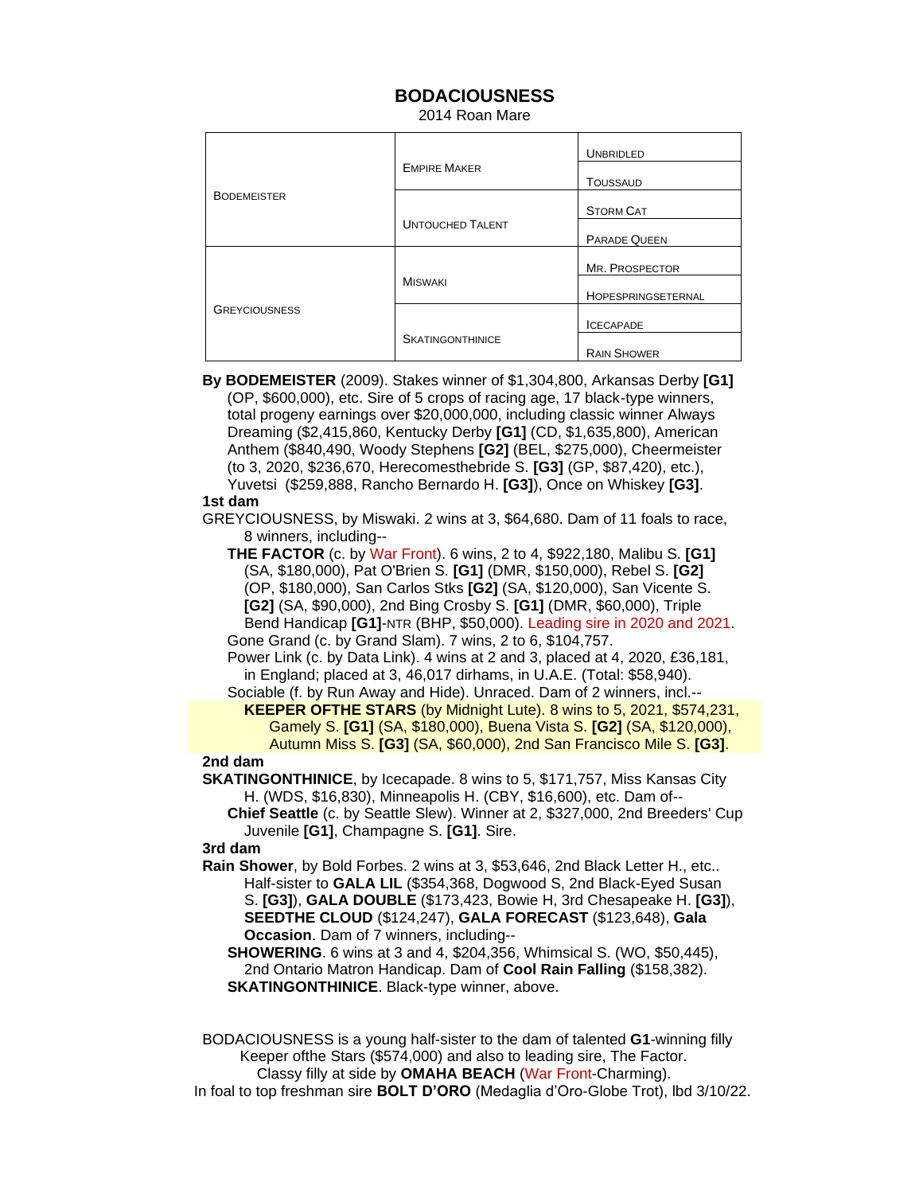# BODACIOUSNESS

2014 Roan Mare

| | | |
|---|---|---|
| BODEMEISTER | EMPIRE MAKER | UNBRIDLED |
| | | TOUSSAUD |
| | UNTOUCHED TALENT | STORM CAT |
| | | PARADE QUEEN |
| GREYCIOUSNESS | MISWAKI | MR. PROSPECTOR |
| | | HOPESPRINGSETERNAL |
| | SKATINGONTHINICE | ICECAPADE |
| | | RAIN SHOWER |

**By BODEMEISTER** (2009). Stakes winner of $1,304,800, Arkansas Derby **[G1]** (OP, $600,000), etc. Sire of 5 crops of racing age, 17 black-type winners, total progeny earnings over $20,000,000, including classic winner Always Dreaming ($2,415,860, Kentucky Derby **[G1]** (CD, $1,635,800), American Anthem ($840,490, Woody Stephens **[G2]** (BEL, $275,000), Cheermeister (to 3, 2020, $236,670, Herecomesthebride S. **[G3]** (GP, $87,420), etc.), Yuvetsi ($259,888, Rancho Bernardo H. **[G3]**), Once on Whiskey **[G3]**.

**1st dam**

GREYCIOUSNESS, by Miswaki. 2 wins at 3, $64,680. Dam of 11 foals to race, 8 winners, including--

**THE FACTOR** (c. by War Front). 6 wins, 2 to 4, $922,180, Malibu S. **[G1]** (SA, $180,000), Pat O'Brien S. **[G1]** (DMR, $150,000), Rebel S. **[G2]** (OP, $180,000), San Carlos Stks **[G2]** (SA, $120,000), San Vicente S. **[G2]** (SA, $90,000), 2nd Bing Crosby S. **[G1]** (DMR, $60,000), Triple Bend Handicap **[G1]**-NTR (BHP, $50,000). Leading sire in 2020 and 2021.

Gone Grand (c. by Grand Slam). 7 wins, 2 to 6, $104,757.

Power Link (c. by Data Link). 4 wins at 2 and 3, placed at 4, 2020, £36,181, in England; placed at 3, 46,017 dirhams, in U.A.E. (Total: $58,940).

Sociable (f. by Run Away and Hide). Unraced. Dam of 2 winners, incl.--

**KEEPER OFTHE STARS** (by Midnight Lute). 8 wins to 5, 2021, $574,231, Gamely S. **[G1]** (SA, $180,000), Buena Vista S. **[G2]** (SA, $120,000), Autumn Miss S. **[G3]** (SA, $60,000), 2nd San Francisco Mile S. **[G3]**.

**2nd dam**

**SKATINGONTHINICE**, by Icecapade. 8 wins to 5, $171,757, Miss Kansas City H. (WDS, $16,830), Minneapolis H. (CBY, $16,600), etc. Dam of--

**Chief Seattle** (c. by Seattle Slew). Winner at 2, $327,000, 2nd Breeders' Cup Juvenile **[G1]**, Champagne S. **[G1]**. Sire.

**3rd dam**

**Rain Shower**, by Bold Forbes. 2 wins at 3, $53,646, 2nd Black Letter H., etc.. Half-sister to **GALA LIL** ($354,368, Dogwood S, 2nd Black-Eyed Susan S. **[G3]**), **GALA DOUBLE** ($173,423, Bowie H, 3rd Chesapeake H. **[G3]**), **SEEDTHE CLOUD** ($124,247), **GALA FORECAST** ($123,648), **Gala Occasion**. Dam of 7 winners, including--

**SHOWERING**. 6 wins at 3 and 4, $204,356, Whimsical S. (WO, $50,445), 2nd Ontario Matron Handicap. Dam of **Cool Rain Falling** ($158,382).

**SKATINGONTHINICE**. Black-type winner, above.

BODACIOUSNESS is a young half-sister to the dam of talented **G1**-winning filly Keeper ofthe Stars ($574,000) and also to leading sire, The Factor.

Classy filly at side by **OMAHA BEACH** (War Front-Charming).

In foal to top freshman sire **BOLT D'ORO** (Medaglia d'Oro-Globe Trot), lbd 3/10/22.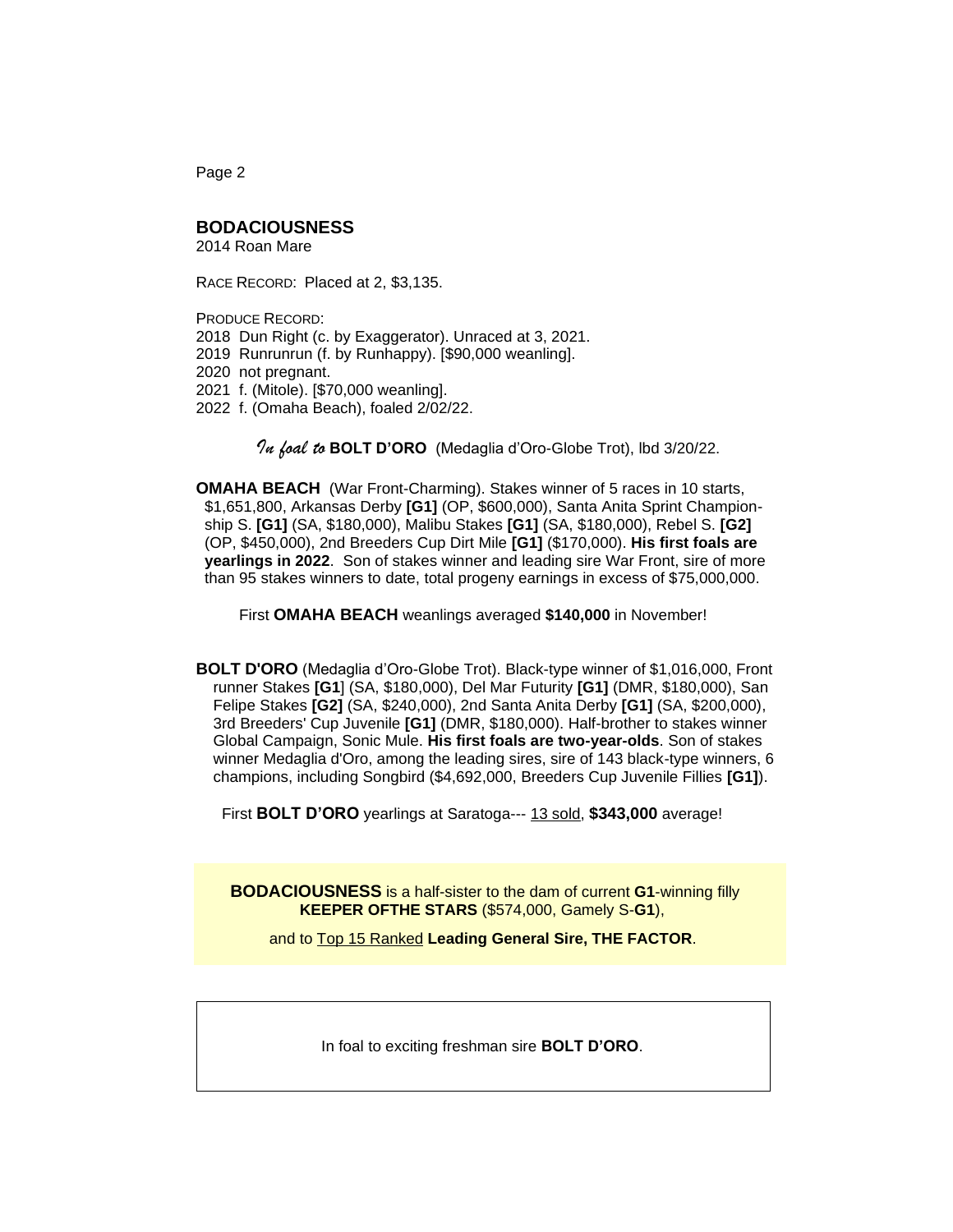## BODACIOUSNESS

2014 Roan Mare

RACE RECORD: Placed at 2, $3,135.

PRODUCE RECORD:
2018 Dun Right (c. by Exaggerator). Unraced at 3, 2021.
2019 Runrunrun (f. by Runhappy). [$90,000 weanling].
2020 not pregnant.
2021 f. (Mitole). [$70,000 weanling].
2022 f. (Omaha Beach), foaled 2/02/22.

*In foal to* **BOLT D'ORO** (Medaglia d'Oro-Globe Trot), lbd 3/20/22.

**OMAHA BEACH** (War Front-Charming). Stakes winner of 5 races in 10 starts, $1,651,800, Arkansas Derby **[G1]** (OP, $600,000), Santa Anita Sprint Championship S. **[G1]** (SA, $180,000), Malibu Stakes **[G1]** (SA, $180,000), Rebel S. **[G2]** (OP, $450,000), 2nd Breeders Cup Dirt Mile **[G1]** ($170,000). **His first foals are yearlings in 2022**. Son of stakes winner and leading sire War Front, sire of more than 95 stakes winners to date, total progeny earnings in excess of $75,000,000.

First **OMAHA BEACH** weanlings averaged **$140,000** in November!

**BOLT D'ORO** (Medaglia d'Oro-Globe Trot). Black-type winner of $1,016,000, Front runner Stakes **[G1]** (SA, $180,000), Del Mar Futurity **[G1]** (DMR, $180,000), San Felipe Stakes **[G2]** (SA, $240,000), 2nd Santa Anita Derby **[G1]** (SA, $200,000), 3rd Breeders' Cup Juvenile **[G1]** (DMR, $180,000). Half-brother to stakes winner Global Campaign, Sonic Mule. **His first foals are two-year-olds**. Son of stakes winner Medaglia d'Oro, among the leading sires, sire of 143 black-type winners, 6 champions, including Songbird ($4,692,000, Breeders Cup Juvenile Fillies **[G1]**).

First **BOLT D'ORO** yearlings at Saratoga--- 13 sold, **$343,000** average!

**BODACIOUSNESS** is a half-sister to the dam of current **G1**-winning filly **KEEPER OFTHE STARS** ($574,000, Gamely S-**G1**),

and to Top 15 Ranked **Leading General Sire, THE FACTOR**.

In foal to exciting freshman sire **BOLT D'ORO**.